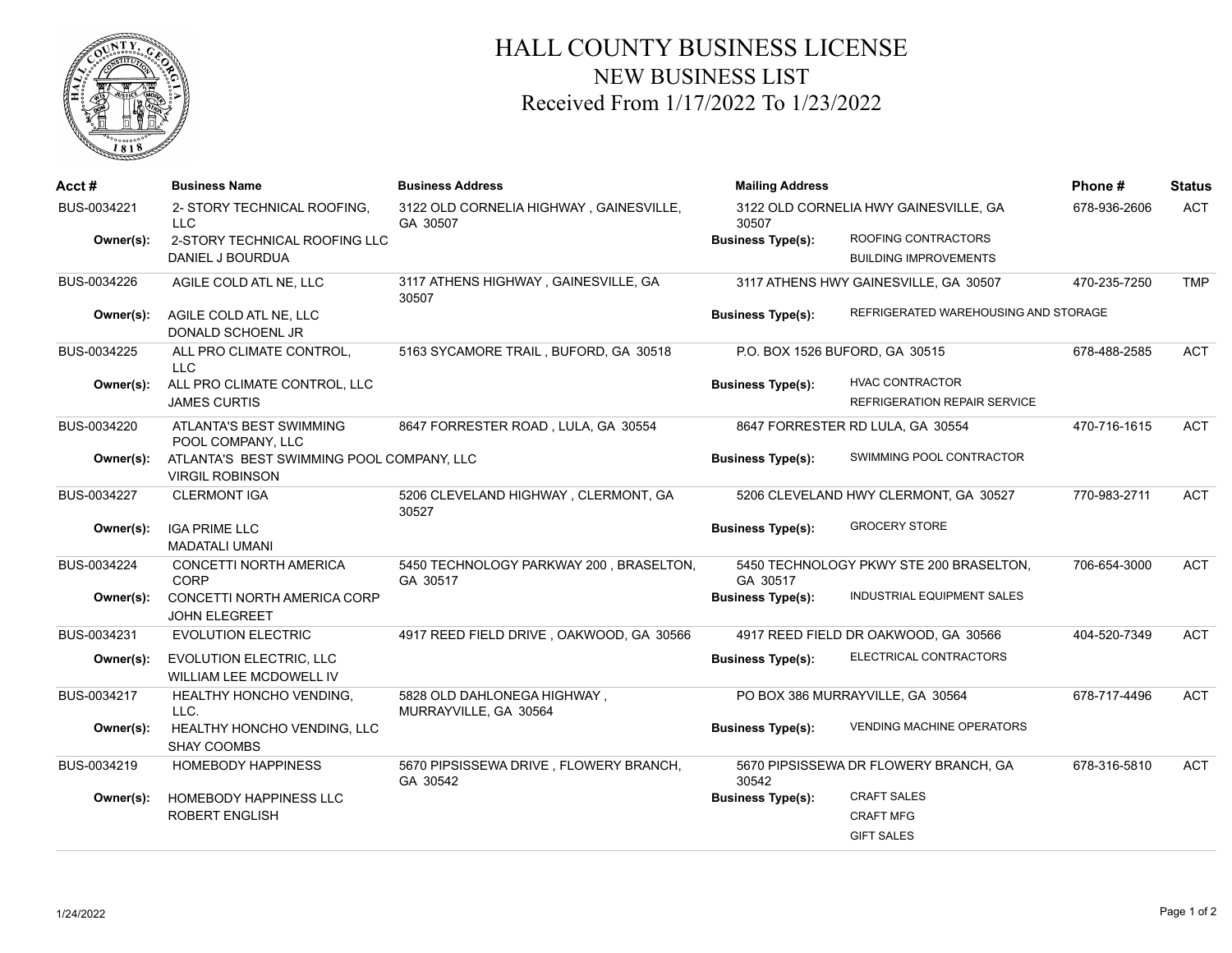# HALL COUNTY BUSINESS LICENSE
## NEW BUSINESS LIST
### Received From 1/17/2022 To 1/23/2022

| Acct # | Business Name | Business Address | Mailing Address | Business Type(s) | Phone # | Status |
|---|---|---|---|---|---|---|
| BUS-0034221 | 2- STORY TECHNICAL ROOFING, LLC | 3122 OLD CORNELIA HIGHWAY , GAINESVILLE, GA 30507 | 3122 OLD CORNELIA HWY GAINESVILLE, GA 30507 | ROOFING CONTRACTORS; BUILDING IMPROVEMENTS | 678-936-2606 | ACT |
| Owner(s): | 2-STORY TECHNICAL ROOFING LLC; DANIEL J BOURDUA | | | | | |
| BUS-0034226 | AGILE COLD ATL NE, LLC | 3117 ATHENS HIGHWAY , GAINESVILLE, GA 30507 | 3117 ATHENS HWY GAINESVILLE, GA 30507 | REFRIGERATED WAREHOUSING AND STORAGE | 470-235-7250 | TMP |
| Owner(s): | AGILE COLD ATL NE, LLC; DONALD SCHOENL JR | | | | | |
| BUS-0034225 | ALL PRO CLIMATE CONTROL, LLC | 5163 SYCAMORE TRAIL , BUFORD, GA 30518 | P.O. BOX 1526 BUFORD, GA 30515 | HVAC CONTRACTOR; REFRIGERATION REPAIR SERVICE | 678-488-2585 | ACT |
| Owner(s): | ALL PRO CLIMATE CONTROL, LLC; JAMES CURTIS | | | | | |
| BUS-0034220 | ATLANTA'S BEST SWIMMING POOL COMPANY, LLC | 8647 FORRESTER ROAD , LULA, GA 30554 | 8647 FORRESTER RD LULA, GA 30554 | SWIMMING POOL CONTRACTOR | 470-716-1615 | ACT |
| Owner(s): | ATLANTA'S BEST SWIMMING POOL COMPANY, LLC; VIRGIL ROBINSON | | | | | |
| BUS-0034227 | CLERMONT IGA | 5206 CLEVELAND HIGHWAY , CLERMONT, GA 30527 | 5206 CLEVELAND HWY CLERMONT, GA 30527 | GROCERY STORE | 770-983-2711 | ACT |
| Owner(s): | IGA PRIME LLC; MADATALI UMANI | | | | | |
| BUS-0034224 | CONCETTI NORTH AMERICA CORP | 5450 TECHNOLOGY PARKWAY 200 , BRASELTON, GA 30517 | 5450 TECHNOLOGY PKWY STE 200 BRASELTON, GA 30517 | INDUSTRIAL EQUIPMENT SALES | 706-654-3000 | ACT |
| Owner(s): | CONCETTI NORTH AMERICA CORP; JOHN ELEGREET | | | | | |
| BUS-0034231 | EVOLUTION ELECTRIC | 4917 REED FIELD DRIVE , OAKWOOD, GA 30566 | 4917 REED FIELD DR OAKWOOD, GA 30566 | ELECTRICAL CONTRACTORS | 404-520-7349 | ACT |
| Owner(s): | EVOLUTION ELECTRIC, LLC; WILLIAM LEE MCDOWELL IV | | | | | |
| BUS-0034217 | HEALTHY HONCHO VENDING, LLC. | 5828 OLD DAHLONEGA HIGHWAY , MURRAYVILLE, GA 30564 | PO BOX 386 MURRAYVILLE, GA 30564 | VENDING MACHINE OPERATORS | 678-717-4496 | ACT |
| Owner(s): | HEALTHY HONCHO VENDING, LLC; SHAY COOMBS | | | | | |
| BUS-0034219 | HOMEBODY HAPPINESS | 5670 PIPSISSEWA DRIVE , FLOWERY BRANCH, GA 30542 | 5670 PIPSISSEWA DR FLOWERY BRANCH, GA 30542 | CRAFT SALES; CRAFT MFG; GIFT SALES | 678-316-5810 | ACT |
| Owner(s): | HOMEBODY HAPPINESS LLC; ROBERT ENGLISH | | | | | |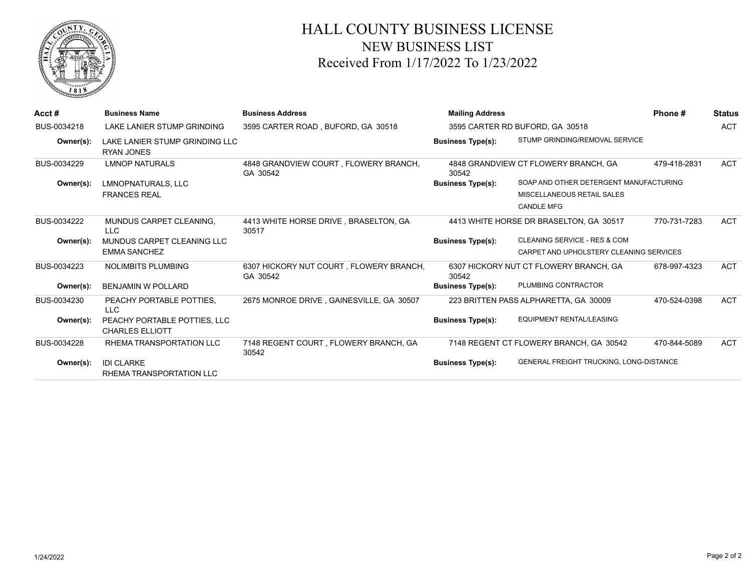# HALL COUNTY BUSINESS LICENSE

## NEW BUSINESS LIST

### Received From 1/17/2022 To 1/23/2022

| Acct # | Business Name | Business Address | Mailing Address | | Phone # | Status |
|---|---|---|---|---|---|---|
| BUS-0034218 | LAKE LANIER STUMP GRINDING | 3595 CARTER ROAD , BUFORD, GA 30518 | 3595 CARTER RD BUFORD, GA 30518 | | | ACT |
| Owner(s): | LAKE LANIER STUMP GRINDING LLC<br>RYAN JONES | | Business Type(s): | STUMP GRINDING/REMOVAL SERVICE | | |
| BUS-0034229 | LMNOP NATURALS | 4848 GRANDVIEW COURT , FLOWERY BRANCH, GA 30542 | 4848 GRANDVIEW CT FLOWERY BRANCH, GA 30542 | | 479-418-2831 | ACT |
| Owner(s): | LMNOPNATURALS, LLC<br>FRANCES REAL | | Business Type(s): | SOAP AND OTHER DETERGENT MANUFACTURING<br>MISCELLANEOUS RETAIL SALES<br>CANDLE MFG | | |
| BUS-0034222 | MUNDUS CARPET CLEANING, LLC | 4413 WHITE HORSE DRIVE , BRASELTON, GA 30517 | 4413 WHITE HORSE DR BRASELTON, GA 30517 | | 770-731-7283 | ACT |
| Owner(s): | MUNDUS CARPET CLEANING LLC<br>EMMA SANCHEZ | | Business Type(s): | CLEANING SERVICE - RES & COM<br>CARPET AND UPHOLSTERY CLEANING SERVICES | | |
| BUS-0034223 | NOLIMBITS PLUMBING | 6307 HICKORY NUT COURT , FLOWERY BRANCH, GA 30542 | 6307 HICKORY NUT CT FLOWERY BRANCH, GA 30542 | | 678-997-4323 | ACT |
| Owner(s): | BENJAMIN W POLLARD | | Business Type(s): | PLUMBING CONTRACTOR | | |
| BUS-0034230 | PEACHY PORTABLE POTTIES, LLC | 2675 MONROE DRIVE , GAINESVILLE, GA 30507 | 223 BRITTEN PASS ALPHARETTA, GA 30009 | | 470-524-0398 | ACT |
| Owner(s): | PEACHY PORTABLE POTTIES, LLC<br>CHARLES ELLIOTT | | Business Type(s): | EQUIPMENT RENTAL/LEASING | | |
| BUS-0034228 | RHEMA TRANSPORTATION LLC | 7148 REGENT COURT , FLOWERY BRANCH, GA 30542 | 7148 REGENT CT FLOWERY BRANCH, GA 30542 | | 470-844-5089 | ACT |
| Owner(s): | IDI CLARKE<br>RHEMA TRANSPORTATION LLC | | Business Type(s): | GENERAL FREIGHT TRUCKING, LONG-DISTANCE | | |

1/24/2022